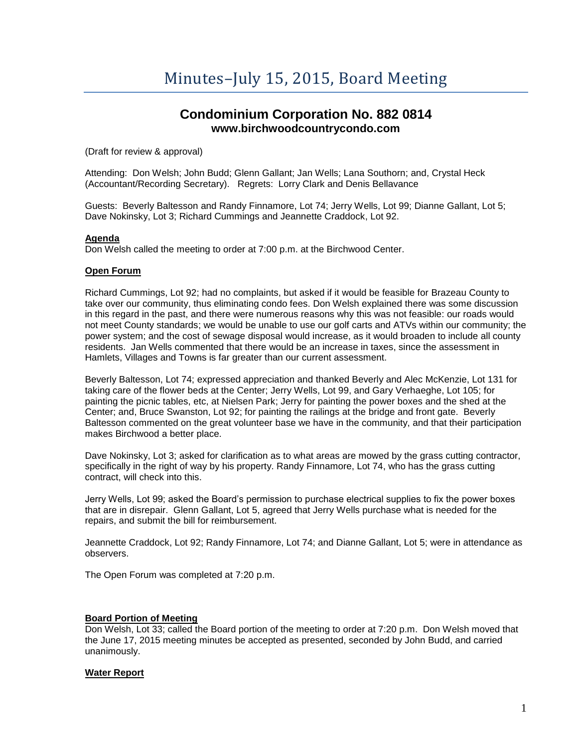# Minutes–July 15, 2015, Board Meeting

## Condominium Corporation No. 882 0814
### www.birchwoodcountrycondo.com

(Draft for review & approval)

Attending: Don Welsh; John Budd; Glenn Gallant; Jan Wells; Lana Southorn; and, Crystal Heck (Accountant/Recording Secretary). Regrets: Lorry Clark and Denis Bellavance

Guests: Beverly Baltesson and Randy Finnamore, Lot 74; Jerry Wells, Lot 99; Dianne Gallant, Lot 5; Dave Nokinsky, Lot 3; Richard Cummings and Jeannette Craddock, Lot 92.

**Agenda**

Don Welsh called the meeting to order at 7:00 p.m. at the Birchwood Center.

**Open Forum**

Richard Cummings, Lot 92; had no complaints, but asked if it would be feasible for Brazeau County to take over our community, thus eliminating condo fees. Don Welsh explained there was some discussion in this regard in the past, and there were numerous reasons why this was not feasible: our roads would not meet County standards; we would be unable to use our golf carts and ATVs within our community; the power system; and the cost of sewage disposal would increase, as it would broaden to include all county residents. Jan Wells commented that there would be an increase in taxes, since the assessment in Hamlets, Villages and Towns is far greater than our current assessment.

Beverly Baltesson, Lot 74; expressed appreciation and thanked Beverly and Alec McKenzie, Lot 131 for taking care of the flower beds at the Center; Jerry Wells, Lot 99, and Gary Verhaeghe, Lot 105; for painting the picnic tables, etc, at Nielsen Park; Jerry for painting the power boxes and the shed at the Center; and, Bruce Swanston, Lot 92; for painting the railings at the bridge and front gate. Beverly Baltesson commented on the great volunteer base we have in the community, and that their participation makes Birchwood a better place.

Dave Nokinsky, Lot 3; asked for clarification as to what areas are mowed by the grass cutting contractor, specifically in the right of way by his property. Randy Finnamore, Lot 74, who has the grass cutting contract, will check into this.

Jerry Wells, Lot 99; asked the Board's permission to purchase electrical supplies to fix the power boxes that are in disrepair. Glenn Gallant, Lot 5, agreed that Jerry Wells purchase what is needed for the repairs, and submit the bill for reimbursement.

Jeannette Craddock, Lot 92; Randy Finnamore, Lot 74; and Dianne Gallant, Lot 5; were in attendance as observers.

The Open Forum was completed at 7:20 p.m.

**Board Portion of Meeting**

Don Welsh, Lot 33; called the Board portion of the meeting to order at 7:20 p.m. Don Welsh moved that the June 17, 2015 meeting minutes be accepted as presented, seconded by John Budd, and carried unanimously.

**Water Report**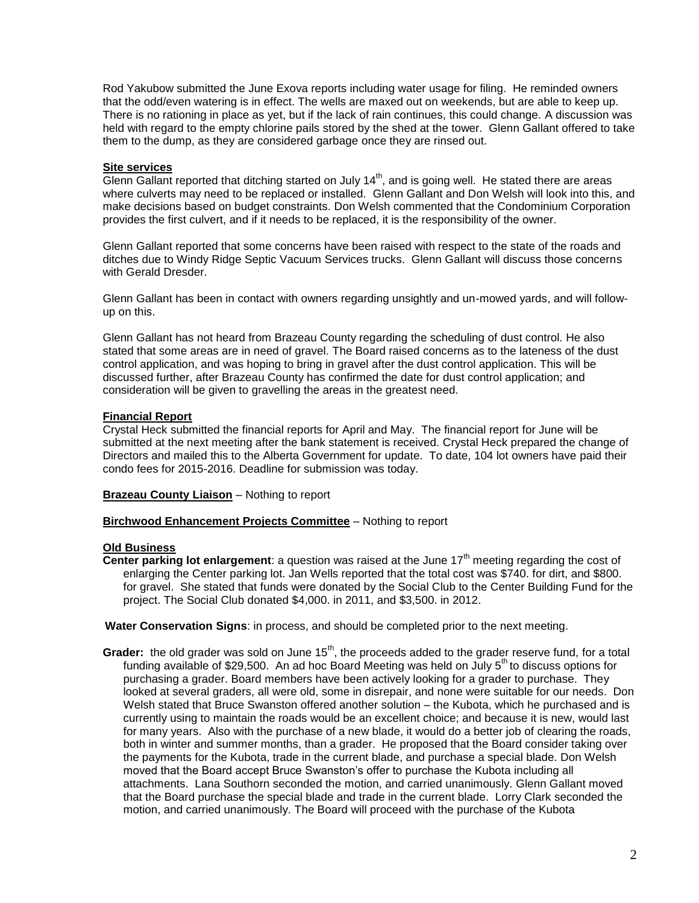Rod Yakubow submitted the June Exova reports including water usage for filing. He reminded owners that the odd/even watering is in effect. The wells are maxed out on weekends, but are able to keep up. There is no rationing in place as yet, but if the lack of rain continues, this could change. A discussion was held with regard to the empty chlorine pails stored by the shed at the tower. Glenn Gallant offered to take them to the dump, as they are considered garbage once they are rinsed out.

**Site services**

Glenn Gallant reported that ditching started on July 14th, and is going well. He stated there are areas where culverts may need to be replaced or installed. Glenn Gallant and Don Welsh will look into this, and make decisions based on budget constraints. Don Welsh commented that the Condominium Corporation provides the first culvert, and if it needs to be replaced, it is the responsibility of the owner.

Glenn Gallant reported that some concerns have been raised with respect to the state of the roads and ditches due to Windy Ridge Septic Vacuum Services trucks. Glenn Gallant will discuss those concerns with Gerald Dresder.

Glenn Gallant has been in contact with owners regarding unsightly and un-mowed yards, and will follow-up on this.

Glenn Gallant has not heard from Brazeau County regarding the scheduling of dust control. He also stated that some areas are in need of gravel. The Board raised concerns as to the lateness of the dust control application, and was hoping to bring in gravel after the dust control application. This will be discussed further, after Brazeau County has confirmed the date for dust control application; and consideration will be given to gravelling the areas in the greatest need.

**Financial Report**

Crystal Heck submitted the financial reports for April and May. The financial report for June will be submitted at the next meeting after the bank statement is received. Crystal Heck prepared the change of Directors and mailed this to the Alberta Government for update. To date, 104 lot owners have paid their condo fees for 2015-2016. Deadline for submission was today.

**Brazeau County Liaison** – Nothing to report

**Birchwood Enhancement Projects Committee** – Nothing to report

**Old Business**

**Center parking lot enlargement**: a question was raised at the June 17th meeting regarding the cost of enlarging the Center parking lot. Jan Wells reported that the total cost was $740. for dirt, and $800. for gravel. She stated that funds were donated by the Social Club to the Center Building Fund for the project. The Social Club donated $4,000. in 2011, and $3,500. in 2012.

**Water Conservation Signs**: in process, and should be completed prior to the next meeting.

**Grader:** the old grader was sold on June 15th, the proceeds added to the grader reserve fund, for a total funding available of $29,500. An ad hoc Board Meeting was held on July 5th to discuss options for purchasing a grader. Board members have been actively looking for a grader to purchase. They looked at several graders, all were old, some in disrepair, and none were suitable for our needs. Don Welsh stated that Bruce Swanston offered another solution – the Kubota, which he purchased and is currently using to maintain the roads would be an excellent choice; and because it is new, would last for many years. Also with the purchase of a new blade, it would do a better job of clearing the roads, both in winter and summer months, than a grader. He proposed that the Board consider taking over the payments for the Kubota, trade in the current blade, and purchase a special blade. Don Welsh moved that the Board accept Bruce Swanston's offer to purchase the Kubota including all attachments. Lana Southorn seconded the motion, and carried unanimously. Glenn Gallant moved that the Board purchase the special blade and trade in the current blade. Lorry Clark seconded the motion, and carried unanimously. The Board will proceed with the purchase of the Kubota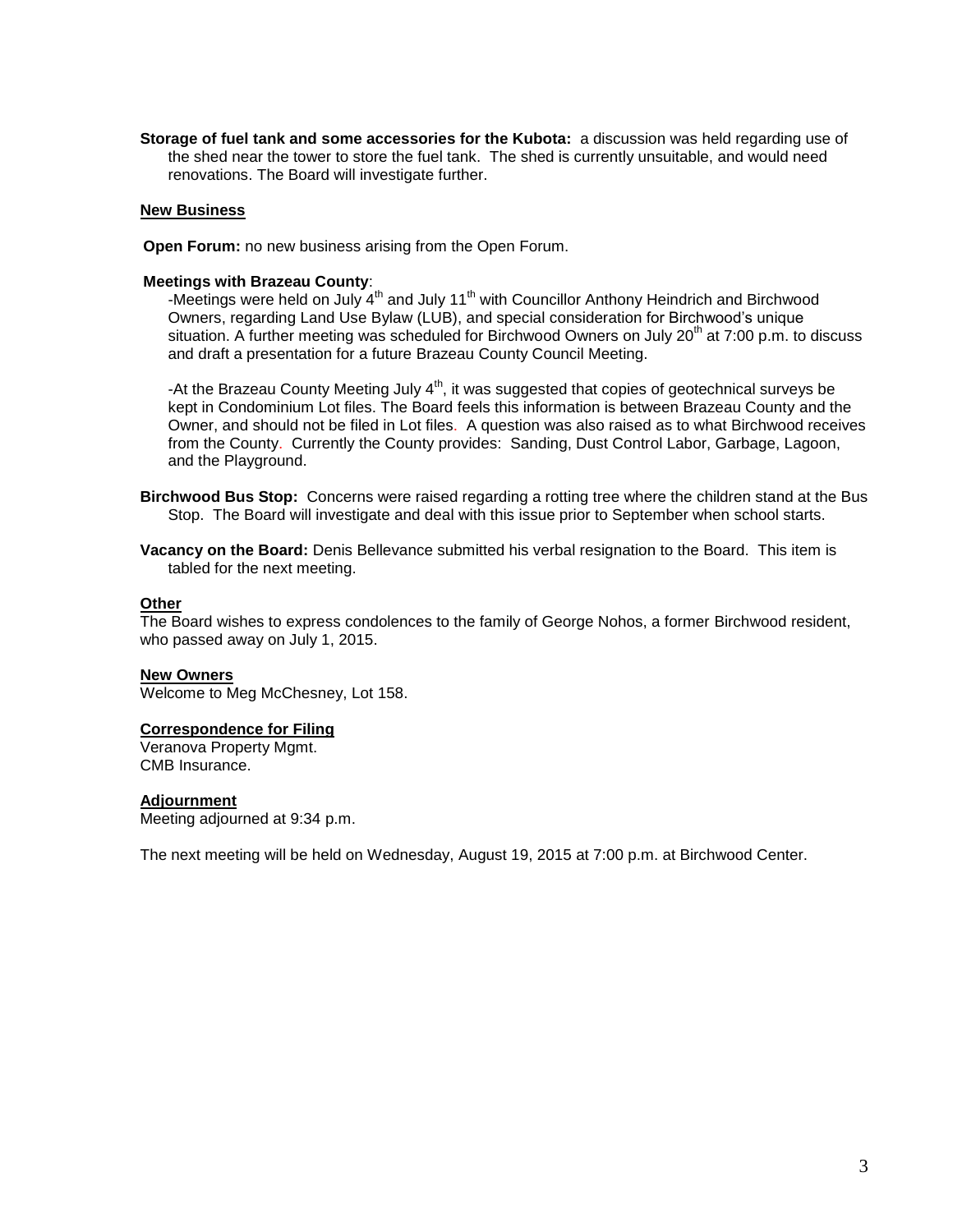**Storage of fuel tank and some accessories for the Kubota:** a discussion was held regarding use of the shed near the tower to store the fuel tank. The shed is currently unsuitable, and would need renovations. The Board will investigate further.

## New Business

**Open Forum:** no new business arising from the Open Forum.

**Meetings with Brazeau County**:

-Meetings were held on July 4th and July 11th with Councillor Anthony Heindrich and Birchwood Owners, regarding Land Use Bylaw (LUB), and special consideration for Birchwood's unique situation. A further meeting was scheduled for Birchwood Owners on July 20th at 7:00 p.m. to discuss and draft a presentation for a future Brazeau County Council Meeting.

-At the Brazeau County Meeting July 4th, it was suggested that copies of geotechnical surveys be kept in Condominium Lot files. The Board feels this information is between Brazeau County and the Owner, and should not be filed in Lot files. A question was also raised as to what Birchwood receives from the County. Currently the County provides: Sanding, Dust Control Labor, Garbage, Lagoon, and the Playground.

**Birchwood Bus Stop:** Concerns were raised regarding a rotting tree where the children stand at the Bus Stop. The Board will investigate and deal with this issue prior to September when school starts.

**Vacancy on the Board:** Denis Bellevance submitted his verbal resignation to the Board. This item is tabled for the next meeting.

## Other

The Board wishes to express condolences to the family of George Nohos, a former Birchwood resident, who passed away on July 1, 2015.

## New Owners

Welcome to Meg McChesney, Lot 158.

## Correspondence for Filing

Veranova Property Mgmt.
CMB Insurance.

## Adjournment

Meeting adjourned at 9:34 p.m.

The next meeting will be held on Wednesday, August 19, 2015 at 7:00 p.m. at Birchwood Center.